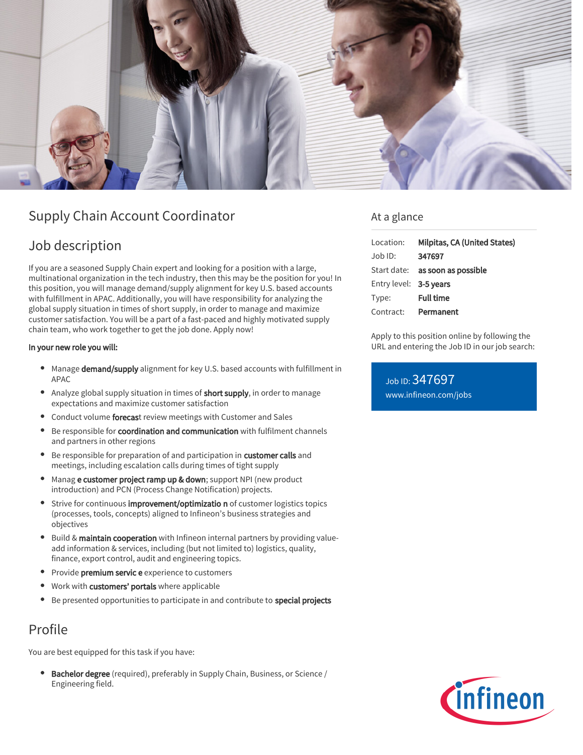# Supply Chain Account Coordinator

## Job description

If you are a seasoned Supply Chain expert and looking for a position with a large, multinational organization in the tech industry, then this may be the position for you! In this position, you will manage demand/supply alignment for key U.S. based accounts with fulfillment in APAC. Additionally, you will have responsibility for analyzing the global supply situation in times of short supply, in order to manage and maximize customer satisfaction. You will be a part of a fast-paced and highly motivated supply chain team, who work together to get the job done. Apply now!

**In your new role you will:**

- Manage **demand/supply** alignment for key U.S. based accounts with fulfillment in APAC
- Analyze global supply situation in times of **short supply**, in order to manage expectations and maximize customer satisfaction
- Conduct volume **forecas**t review meetings with Customer and Sales
- Be responsible for **coordination and communication** with fulfilment channels and partners in other regions
- Be responsible for preparation of and participation in **customer calls** and meetings, including escalation calls during times of tight supply
- Manag **e customer project ramp up & down**; support NPI (new product introduction) and PCN (Process Change Notification) projects.
- Strive for continuous **improvement/optimizatio n** of customer logistics topics (processes, tools, concepts) aligned to Infineon's business strategies and objectives
- Build & **maintain cooperation** with Infineon internal partners by providing value-add information & services, including (but not limited to) logistics, quality, finance, export control, audit and engineering topics.
- Provide **premium servic e** experience to customers
- Work with **customers' portals** where applicable
- Be presented opportunities to participate in and contribute to **special projects**

## Profile

You are best equipped for this task if you have:

- **Bachelor degree** (required), preferably in Supply Chain, Business, or Science / Engineering field.

## At a glance

| | |
|---|---|
| Location: | **Milpitas, CA (United States)** |
| Job ID: | **347697** |
| Start date: | **as soon as possible** |
| Entry level: | **3-5 years** |
| Type: | **Full time** |
| Contract: | **Permanent** |

Apply to this position online by following the URL and entering the Job ID in our job search:

Job ID: 347697
www.infineon.com/jobs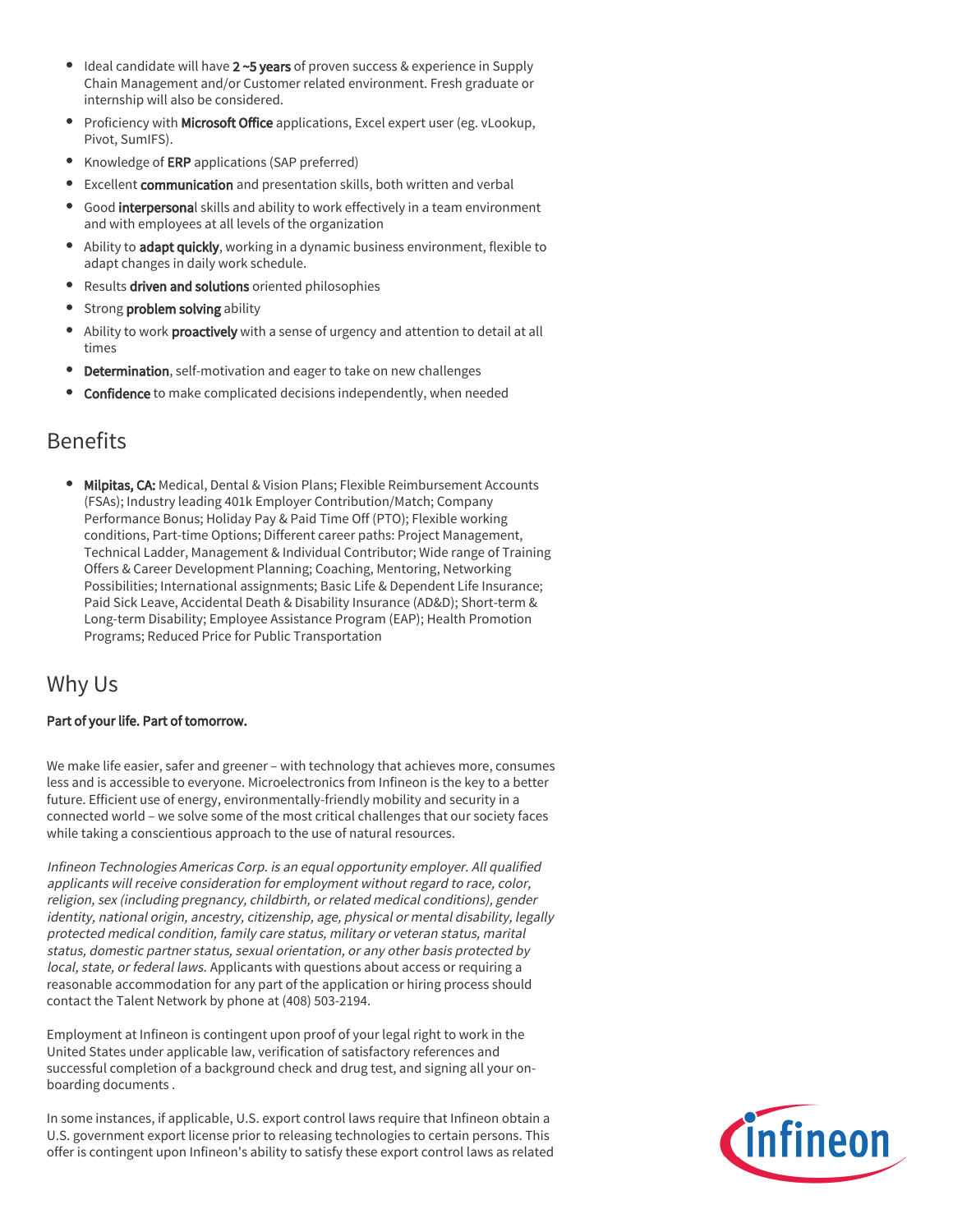- Ideal candidate will have **2 ~5 years** of proven success & experience in Supply Chain Management and/or Customer related environment. Fresh graduate or internship will also be considered.
- Proficiency with **Microsoft Office** applications, Excel expert user (eg. vLookup, Pivot, SumIFS).
- Knowledge of **ERP** applications (SAP preferred)
- Excellent **communication** and presentation skills, both written and verbal
- Good **interpersona**l skills and ability to work effectively in a team environment and with employees at all levels of the organization
- Ability to **adapt quickly**, working in a dynamic business environment, flexible to adapt changes in daily work schedule.
- Results **driven and solutions** oriented philosophies
- Strong **problem solving** ability
- Ability to work **proactively** with a sense of urgency and attention to detail at all times
- **Determination**, self-motivation and eager to take on new challenges
- **Confidence** to make complicated decisions independently, when needed

## Benefits

- **Milpitas, CA:** Medical, Dental & Vision Plans; Flexible Reimbursement Accounts (FSAs); Industry leading 401k Employer Contribution/Match; Company Performance Bonus; Holiday Pay & Paid Time Off (PTO); Flexible working conditions, Part-time Options; Different career paths: Project Management, Technical Ladder, Management & Individual Contributor; Wide range of Training Offers & Career Development Planning; Coaching, Mentoring, Networking Possibilities; International assignments; Basic Life & Dependent Life Insurance; Paid Sick Leave, Accidental Death & Disability Insurance (AD&D); Short-term & Long-term Disability; Employee Assistance Program (EAP); Health Promotion Programs; Reduced Price for Public Transportation

## Why Us

**Part of your life. Part of tomorrow.**

We make life easier, safer and greener – with technology that achieves more, consumes less and is accessible to everyone. Microelectronics from Infineon is the key to a better future. Efficient use of energy, environmentally-friendly mobility and security in a connected world – we solve some of the most critical challenges that our society faces while taking a conscientious approach to the use of natural resources.

*Infineon Technologies Americas Corp. is an equal opportunity employer. All qualified applicants will receive consideration for employment without regard to race, color, religion, sex (including pregnancy, childbirth, or related medical conditions), gender identity, national origin, ancestry, citizenship, age, physical or mental disability, legally protected medical condition, family care status, military or veteran status, marital status, domestic partner status, sexual orientation, or any other basis protected by local, state, or federal laws.* Applicants with questions about access or requiring a reasonable accommodation for any part of the application or hiring process should contact the Talent Network by phone at (408) 503-2194.

Employment at Infineon is contingent upon proof of your legal right to work in the United States under applicable law, verification of satisfactory references and successful completion of a background check and drug test, and signing all your on-boarding documents .

In some instances, if applicable, U.S. export control laws require that Infineon obtain a U.S. government export license prior to releasing technologies to certain persons. This offer is contingent upon Infineon's ability to satisfy these export control laws as related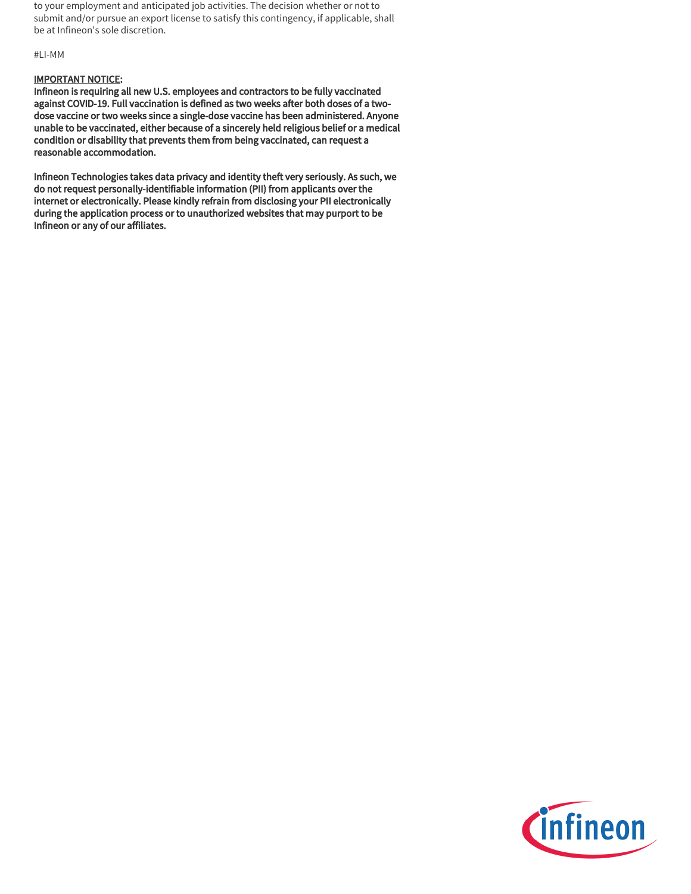to your employment and anticipated job activities. The decision whether or not to submit and/or pursue an export license to satisfy this contingency, if applicable, shall be at Infineon's sole discretion.

#LI-MM

**IMPORTANT NOTICE:**
**Infineon is requiring all new U.S. employees and contractors to be fully vaccinated against COVID-19. Full vaccination is defined as two weeks after both doses of a two-dose vaccine or two weeks since a single-dose vaccine has been administered. Anyone unable to be vaccinated, either because of a sincerely held religious belief or a medical condition or disability that prevents them from being vaccinated, can request a reasonable accommodation.**

**Infineon Technologies takes data privacy and identity theft very seriously. As such, we do not request personally-identifiable information (PII) from applicants over the internet or electronically. Please kindly refrain from disclosing your PII electronically during the application process or to unauthorized websites that may purport to be Infineon or any of our affiliates.**